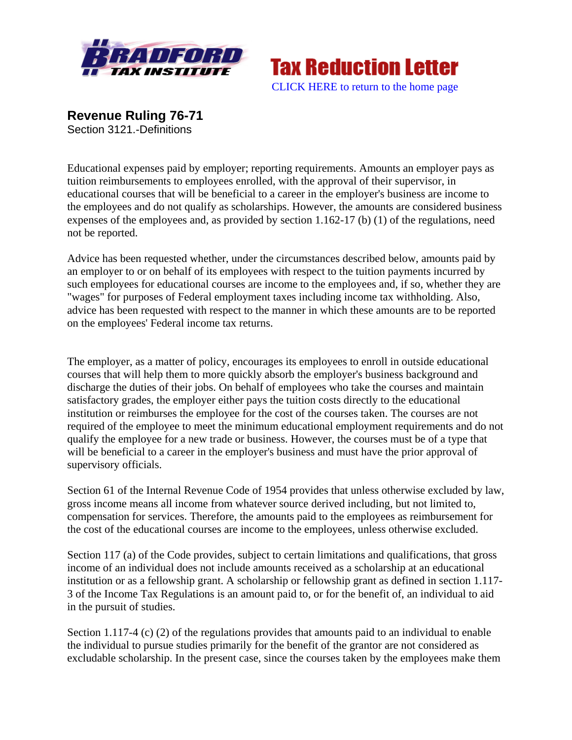Bradford Tax Institute — Tax Reduction Letter

CLICK HERE to return to the home page

**Revenue Ruling 76-71**
Section 3121.-Definitions

Educational expenses paid by employer; reporting requirements. Amounts an employer pays as tuition reimbursements to employees enrolled, with the approval of their supervisor, in educational courses that will be beneficial to a career in the employer's business are income to the employees and do not qualify as scholarships. However, the amounts are considered business expenses of the employees and, as provided by section 1.162-17 (b) (1) of the regulations, need not be reported.

Advice has been requested whether, under the circumstances described below, amounts paid by an employer to or on behalf of its employees with respect to the tuition payments incurred by such employees for educational courses are income to the employees and, if so, whether they are "wages" for purposes of Federal employment taxes including income tax withholding. Also, advice has been requested with respect to the manner in which these amounts are to be reported on the employees' Federal income tax returns.

The employer, as a matter of policy, encourages its employees to enroll in outside educational courses that will help them to more quickly absorb the employer's business background and discharge the duties of their jobs. On behalf of employees who take the courses and maintain satisfactory grades, the employer either pays the tuition costs directly to the educational institution or reimburses the employee for the cost of the courses taken. The courses are not required of the employee to meet the minimum educational employment requirements and do not qualify the employee for a new trade or business. However, the courses must be of a type that will be beneficial to a career in the employer's business and must have the prior approval of supervisory officials.

Section 61 of the Internal Revenue Code of 1954 provides that unless otherwise excluded by law, gross income means all income from whatever source derived including, but not limited to, compensation for services. Therefore, the amounts paid to the employees as reimbursement for the cost of the educational courses are income to the employees, unless otherwise excluded.

Section 117 (a) of the Code provides, subject to certain limitations and qualifications, that gross income of an individual does not include amounts received as a scholarship at an educational institution or as a fellowship grant. A scholarship or fellowship grant as defined in section 1.117-3 of the Income Tax Regulations is an amount paid to, or for the benefit of, an individual to aid in the pursuit of studies.

Section 1.117-4 (c) (2) of the regulations provides that amounts paid to an individual to enable the individual to pursue studies primarily for the benefit of the grantor are not considered as excludable scholarship. In the present case, since the courses taken by the employees make them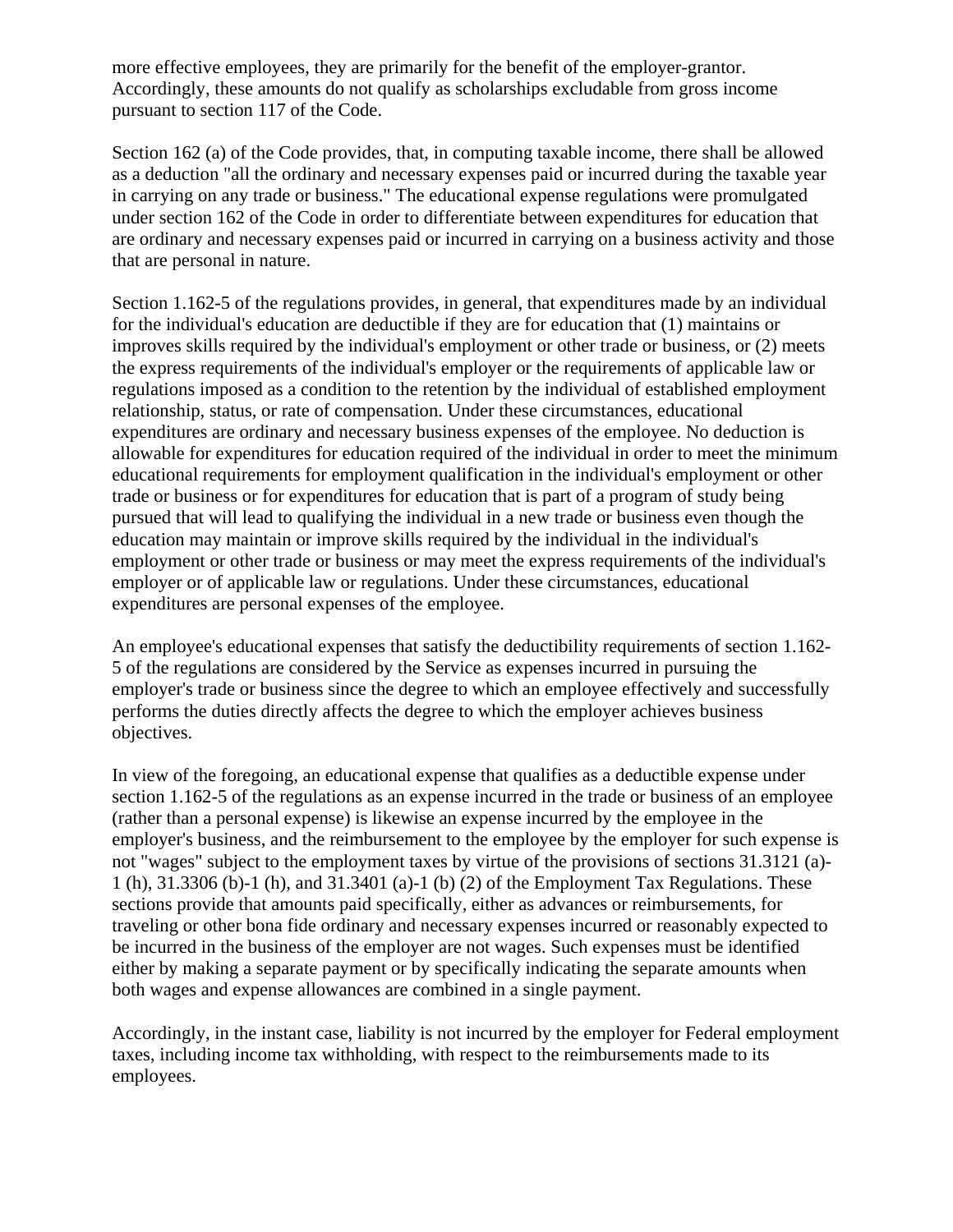more effective employees, they are primarily for the benefit of the employer-grantor. Accordingly, these amounts do not qualify as scholarships excludable from gross income pursuant to section 117 of the Code.

Section 162 (a) of the Code provides, that, in computing taxable income, there shall be allowed as a deduction "all the ordinary and necessary expenses paid or incurred during the taxable year in carrying on any trade or business." The educational expense regulations were promulgated under section 162 of the Code in order to differentiate between expenditures for education that are ordinary and necessary expenses paid or incurred in carrying on a business activity and those that are personal in nature.

Section 1.162-5 of the regulations provides, in general, that expenditures made by an individual for the individual's education are deductible if they are for education that (1) maintains or improves skills required by the individual's employment or other trade or business, or (2) meets the express requirements of the individual's employer or the requirements of applicable law or regulations imposed as a condition to the retention by the individual of established employment relationship, status, or rate of compensation. Under these circumstances, educational expenditures are ordinary and necessary business expenses of the employee. No deduction is allowable for expenditures for education required of the individual in order to meet the minimum educational requirements for employment qualification in the individual's employment or other trade or business or for expenditures for education that is part of a program of study being pursued that will lead to qualifying the individual in a new trade or business even though the education may maintain or improve skills required by the individual in the individual's employment or other trade or business or may meet the express requirements of the individual's employer or of applicable law or regulations. Under these circumstances, educational expenditures are personal expenses of the employee.

An employee's educational expenses that satisfy the deductibility requirements of section 1.162-5 of the regulations are considered by the Service as expenses incurred in pursuing the employer's trade or business since the degree to which an employee effectively and successfully performs the duties directly affects the degree to which the employer achieves business objectives.

In view of the foregoing, an educational expense that qualifies as a deductible expense under section 1.162-5 of the regulations as an expense incurred in the trade or business of an employee (rather than a personal expense) is likewise an expense incurred by the employee in the employer's business, and the reimbursement to the employee by the employer for such expense is not "wages" subject to the employment taxes by virtue of the provisions of sections 31.3121 (a)-1 (h), 31.3306 (b)-1 (h), and 31.3401 (a)-1 (b) (2) of the Employment Tax Regulations. These sections provide that amounts paid specifically, either as advances or reimbursements, for traveling or other bona fide ordinary and necessary expenses incurred or reasonably expected to be incurred in the business of the employer are not wages. Such expenses must be identified either by making a separate payment or by specifically indicating the separate amounts when both wages and expense allowances are combined in a single payment.

Accordingly, in the instant case, liability is not incurred by the employer for Federal employment taxes, including income tax withholding, with respect to the reimbursements made to its employees.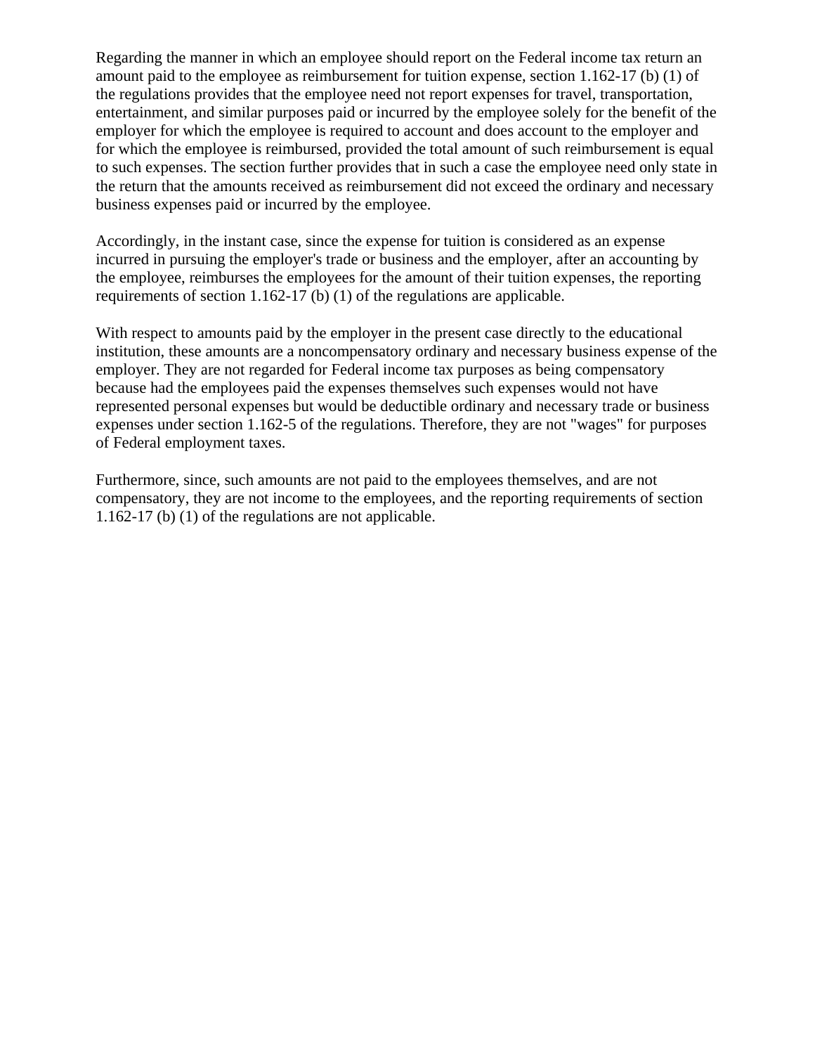Regarding the manner in which an employee should report on the Federal income tax return an amount paid to the employee as reimbursement for tuition expense, section 1.162-17 (b) (1) of the regulations provides that the employee need not report expenses for travel, transportation, entertainment, and similar purposes paid or incurred by the employee solely for the benefit of the employer for which the employee is required to account and does account to the employer and for which the employee is reimbursed, provided the total amount of such reimbursement is equal to such expenses. The section further provides that in such a case the employee need only state in the return that the amounts received as reimbursement did not exceed the ordinary and necessary business expenses paid or incurred by the employee.

Accordingly, in the instant case, since the expense for tuition is considered as an expense incurred in pursuing the employer's trade or business and the employer, after an accounting by the employee, reimburses the employees for the amount of their tuition expenses, the reporting requirements of section 1.162-17 (b) (1) of the regulations are applicable.

With respect to amounts paid by the employer in the present case directly to the educational institution, these amounts are a noncompensatory ordinary and necessary business expense of the employer. They are not regarded for Federal income tax purposes as being compensatory because had the employees paid the expenses themselves such expenses would not have represented personal expenses but would be deductible ordinary and necessary trade or business expenses under section 1.162-5 of the regulations. Therefore, they are not "wages" for purposes of Federal employment taxes.

Furthermore, since, such amounts are not paid to the employees themselves, and are not compensatory, they are not income to the employees, and the reporting requirements of section 1.162-17 (b) (1) of the regulations are not applicable.